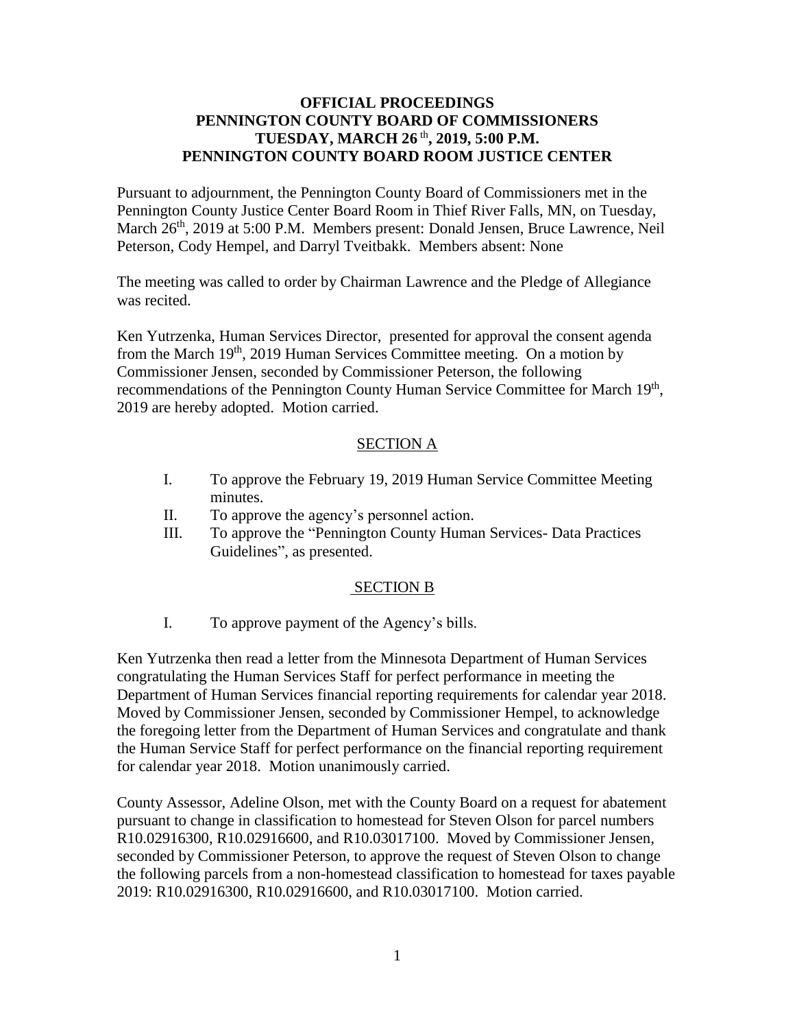# OFFICIAL PROCEEDINGS
# PENNINGTON COUNTY BOARD OF COMMISSIONERS
# TUESDAY, MARCH 26th, 2019, 5:00 P.M.
# PENNINGTON COUNTY BOARD ROOM JUSTICE CENTER

Pursuant to adjournment, the Pennington County Board of Commissioners met in the Pennington County Justice Center Board Room in Thief River Falls, MN, on Tuesday, March 26th, 2019 at 5:00 P.M. Members present: Donald Jensen, Bruce Lawrence, Neil Peterson, Cody Hempel, and Darryl Tveitbakk. Members absent: None

The meeting was called to order by Chairman Lawrence and the Pledge of Allegiance was recited.

Ken Yutrzenka, Human Services Director, presented for approval the consent agenda from the March 19th, 2019 Human Services Committee meeting. On a motion by Commissioner Jensen, seconded by Commissioner Peterson, the following recommendations of the Pennington County Human Service Committee for March 19th, 2019 are hereby adopted. Motion carried.

## SECTION A

I. To approve the February 19, 2019 Human Service Committee Meeting minutes.

II. To approve the agency's personnel action.

III. To approve the "Pennington County Human Services- Data Practices Guidelines", as presented.

## SECTION B

I. To approve payment of the Agency's bills.

Ken Yutrzenka then read a letter from the Minnesota Department of Human Services congratulating the Human Services Staff for perfect performance in meeting the Department of Human Services financial reporting requirements for calendar year 2018. Moved by Commissioner Jensen, seconded by Commissioner Hempel, to acknowledge the foregoing letter from the Department of Human Services and congratulate and thank the Human Service Staff for perfect performance on the financial reporting requirement for calendar year 2018. Motion unanimously carried.

County Assessor, Adeline Olson, met with the County Board on a request for abatement pursuant to change in classification to homestead for Steven Olson for parcel numbers R10.02916300, R10.02916600, and R10.03017100. Moved by Commissioner Jensen, seconded by Commissioner Peterson, to approve the request of Steven Olson to change the following parcels from a non-homestead classification to homestead for taxes payable 2019: R10.02916300, R10.02916600, and R10.03017100. Motion carried.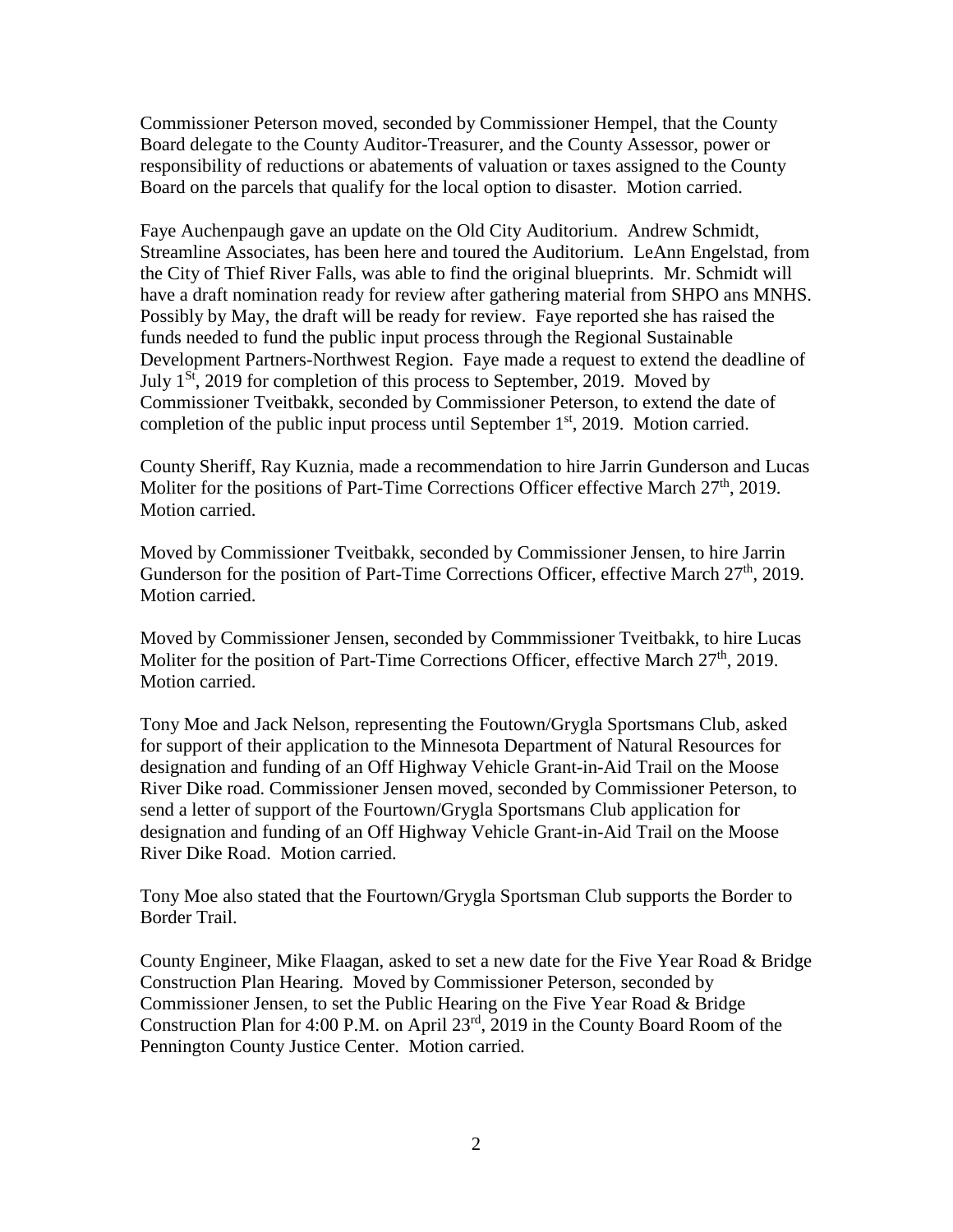Commissioner Peterson moved, seconded by Commissioner Hempel, that the County Board delegate to the County Auditor-Treasurer, and the County Assessor, power or responsibility of reductions or abatements of valuation or taxes assigned to the County Board on the parcels that qualify for the local option to disaster. Motion carried.

Faye Auchenpaugh gave an update on the Old City Auditorium. Andrew Schmidt, Streamline Associates, has been here and toured the Auditorium. LeAnn Engelstad, from the City of Thief River Falls, was able to find the original blueprints. Mr. Schmidt will have a draft nomination ready for review after gathering material from SHPO ans MNHS. Possibly by May, the draft will be ready for review. Faye reported she has raised the funds needed to fund the public input process through the Regional Sustainable Development Partners-Northwest Region. Faye made a request to extend the deadline of July 1St, 2019 for completion of this process to September, 2019. Moved by Commissioner Tveitbakk, seconded by Commissioner Peterson, to extend the date of completion of the public input process until September 1st, 2019. Motion carried.

County Sheriff, Ray Kuznia, made a recommendation to hire Jarrin Gunderson and Lucas Moliter for the positions of Part-Time Corrections Officer effective March 27th, 2019. Motion carried.

Moved by Commissioner Tveitbakk, seconded by Commissioner Jensen, to hire Jarrin Gunderson for the position of Part-Time Corrections Officer, effective March 27th, 2019. Motion carried.

Moved by Commissioner Jensen, seconded by Commmissioner Tveitbakk, to hire Lucas Moliter for the position of Part-Time Corrections Officer, effective March 27th, 2019. Motion carried.

Tony Moe and Jack Nelson, representing the Foutown/Grygla Sportsmans Club, asked for support of their application to the Minnesota Department of Natural Resources for designation and funding of an Off Highway Vehicle Grant-in-Aid Trail on the Moose River Dike road. Commissioner Jensen moved, seconded by Commissioner Peterson, to send a letter of support of the Fourtown/Grygla Sportsmans Club application for designation and funding of an Off Highway Vehicle Grant-in-Aid Trail on the Moose River Dike Road. Motion carried.

Tony Moe also stated that the Fourtown/Grygla Sportsman Club supports the Border to Border Trail.

County Engineer, Mike Flaagan, asked to set a new date for the Five Year Road & Bridge Construction Plan Hearing. Moved by Commissioner Peterson, seconded by Commissioner Jensen, to set the Public Hearing on the Five Year Road & Bridge Construction Plan for 4:00 P.M. on April 23rd, 2019 in the County Board Room of the Pennington County Justice Center. Motion carried.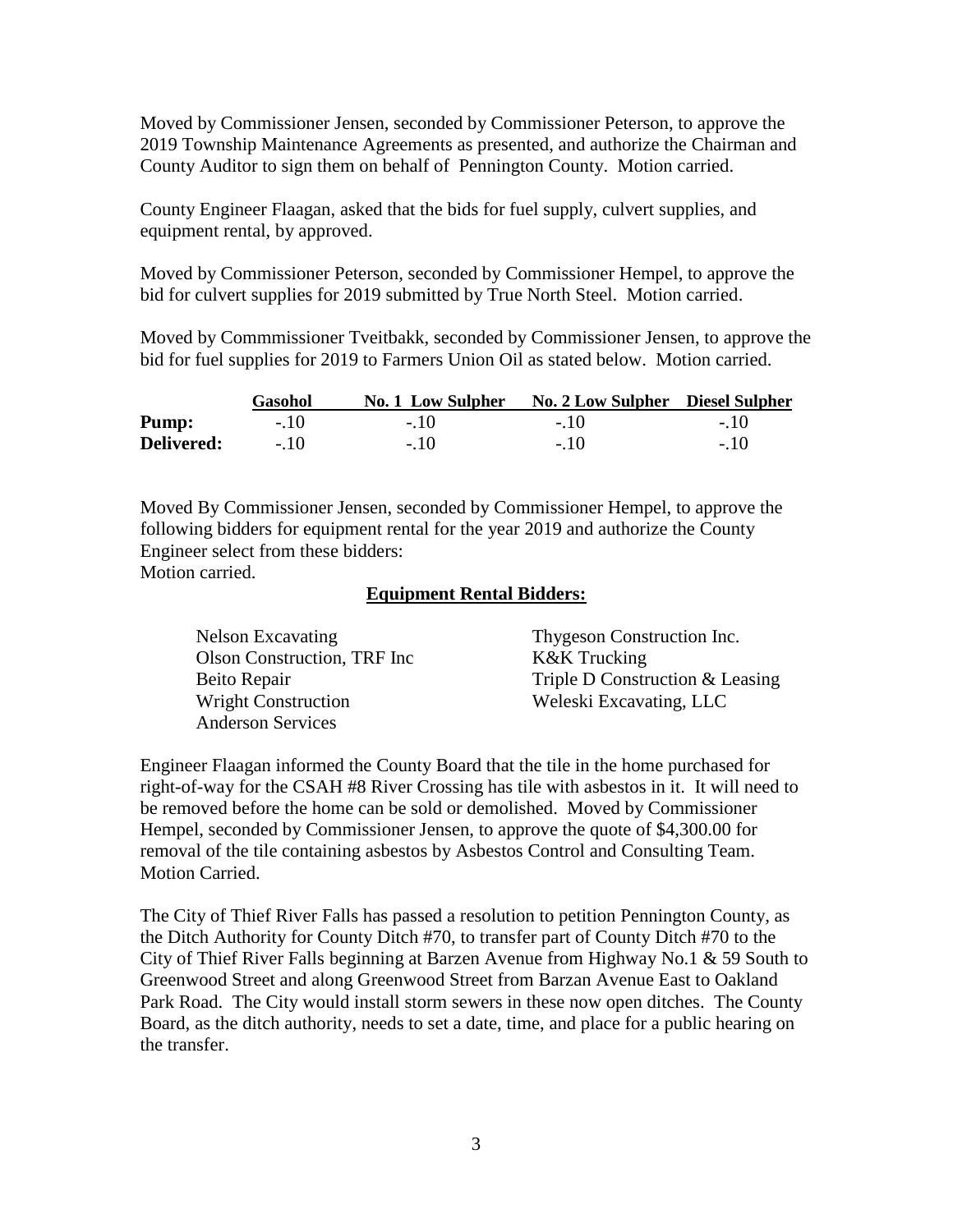Moved by Commissioner Jensen, seconded by Commissioner Peterson, to approve the 2019 Township Maintenance Agreements as presented, and authorize the Chairman and County Auditor to sign them on behalf of Pennington County. Motion carried.

County Engineer Flaagan, asked that the bids for fuel supply, culvert supplies, and equipment rental, by approved.

Moved by Commissioner Peterson, seconded by Commissioner Hempel, to approve the bid for culvert supplies for 2019 submitted by True North Steel. Motion carried.

Moved by Commmissioner Tveitbakk, seconded by Commissioner Jensen, to approve the bid for fuel supplies for 2019 to Farmers Union Oil as stated below. Motion carried.

| | Gasohol | No. 1 Low Sulpher | No. 2 Low Sulpher | Diesel Sulpher |
|---|---|---|---|---|
| **Pump:** | -.10 | -.10 | -.10 | -.10 |
| **Delivered:** | -.10 | -.10 | -.10 | -.10 |

Moved By Commissioner Jensen, seconded by Commissioner Hempel, to approve the following bidders for equipment rental for the year 2019 and authorize the County Engineer select from these bidders:
Motion carried.

**Equipment Rental Bidders:**

Nelson Excavating
Olson Construction, TRF Inc
Beito Repair
Wright Construction
Anderson Services
Thygeson Construction Inc.
K&K Trucking
Triple D Construction & Leasing
Weleski Excavating, LLC

Engineer Flaagan informed the County Board that the tile in the home purchased for right-of-way for the CSAH #8 River Crossing has tile with asbestos in it. It will need to be removed before the home can be sold or demolished. Moved by Commissioner Hempel, seconded by Commissioner Jensen, to approve the quote of $4,300.00 for removal of the tile containing asbestos by Asbestos Control and Consulting Team. Motion Carried.

The City of Thief River Falls has passed a resolution to petition Pennington County, as the Ditch Authority for County Ditch #70, to transfer part of County Ditch #70 to the City of Thief River Falls beginning at Barzen Avenue from Highway No.1 & 59 South to Greenwood Street and along Greenwood Street from Barzan Avenue East to Oakland Park Road. The City would install storm sewers in these now open ditches. The County Board, as the ditch authority, needs to set a date, time, and place for a public hearing on the transfer.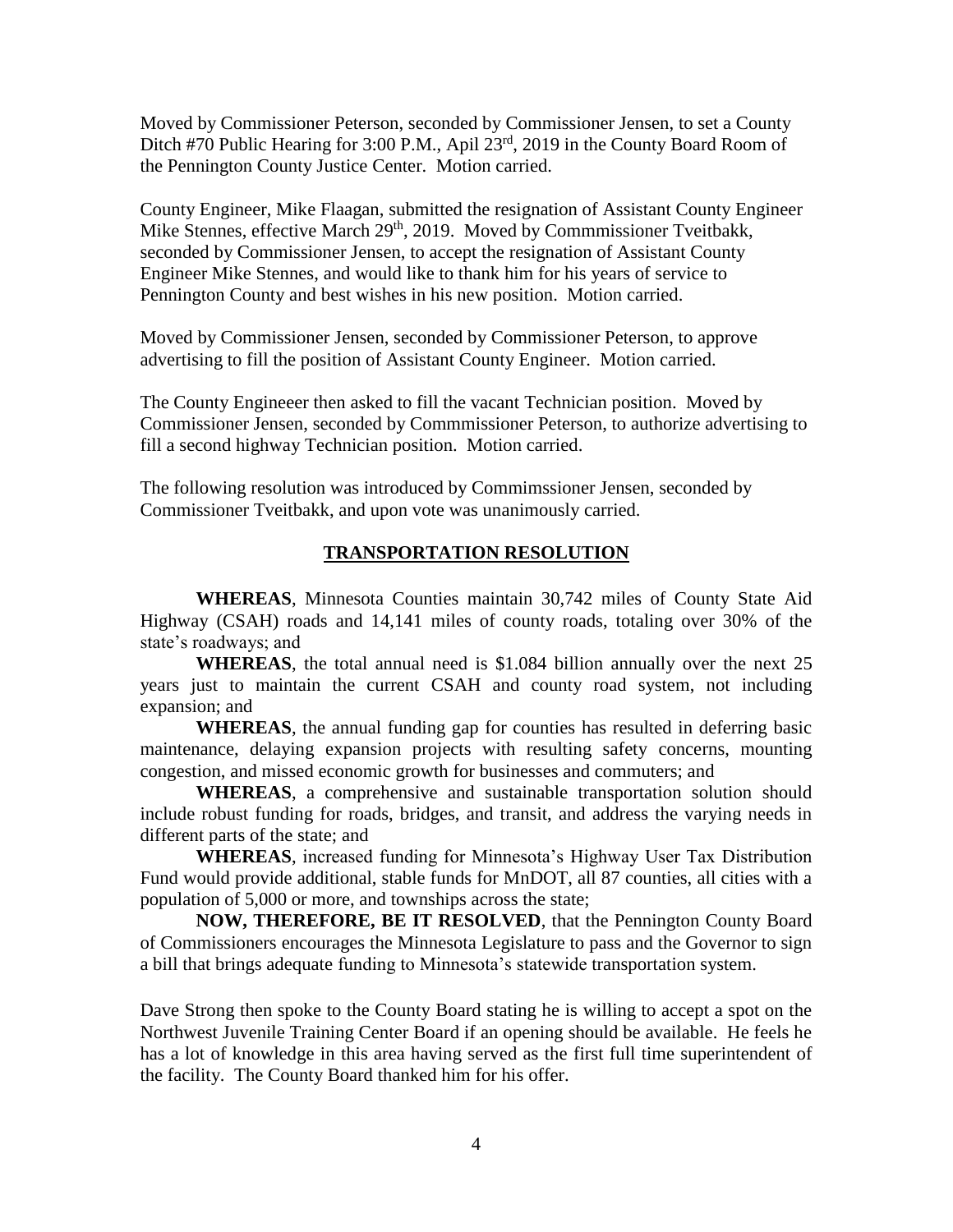Moved by Commissioner Peterson, seconded by Commissioner Jensen, to set a County Ditch #70 Public Hearing for 3:00 P.M., Apil 23rd, 2019 in the County Board Room of the Pennington County Justice Center. Motion carried.

County Engineer, Mike Flaagan, submitted the resignation of Assistant County Engineer Mike Stennes, effective March 29th, 2019. Moved by Commmissioner Tveitbakk, seconded by Commissioner Jensen, to accept the resignation of Assistant County Engineer Mike Stennes, and would like to thank him for his years of service to Pennington County and best wishes in his new position. Motion carried.

Moved by Commissioner Jensen, seconded by Commissioner Peterson, to approve advertising to fill the position of Assistant County Engineer. Motion carried.

The County Engineeer then asked to fill the vacant Technician position. Moved by Commissioner Jensen, seconded by Commmissioner Peterson, to authorize advertising to fill a second highway Technician position. Motion carried.

The following resolution was introduced by Commimssioner Jensen, seconded by Commissioner Tveitbakk, and upon vote was unanimously carried.

## TRANSPORTATION RESOLUTION

**WHEREAS**, Minnesota Counties maintain 30,742 miles of County State Aid Highway (CSAH) roads and 14,141 miles of county roads, totaling over 30% of the state's roadways; and

**WHEREAS**, the total annual need is $1.084 billion annually over the next 25 years just to maintain the current CSAH and county road system, not including expansion; and

**WHEREAS**, the annual funding gap for counties has resulted in deferring basic maintenance, delaying expansion projects with resulting safety concerns, mounting congestion, and missed economic growth for businesses and commuters; and

**WHEREAS**, a comprehensive and sustainable transportation solution should include robust funding for roads, bridges, and transit, and address the varying needs in different parts of the state; and

**WHEREAS**, increased funding for Minnesota's Highway User Tax Distribution Fund would provide additional, stable funds for MnDOT, all 87 counties, all cities with a population of 5,000 or more, and townships across the state;

**NOW, THEREFORE, BE IT RESOLVED**, that the Pennington County Board of Commissioners encourages the Minnesota Legislature to pass and the Governor to sign a bill that brings adequate funding to Minnesota's statewide transportation system.

Dave Strong then spoke to the County Board stating he is willing to accept a spot on the Northwest Juvenile Training Center Board if an opening should be available. He feels he has a lot of knowledge in this area having served as the first full time superintendent of the facility. The County Board thanked him for his offer.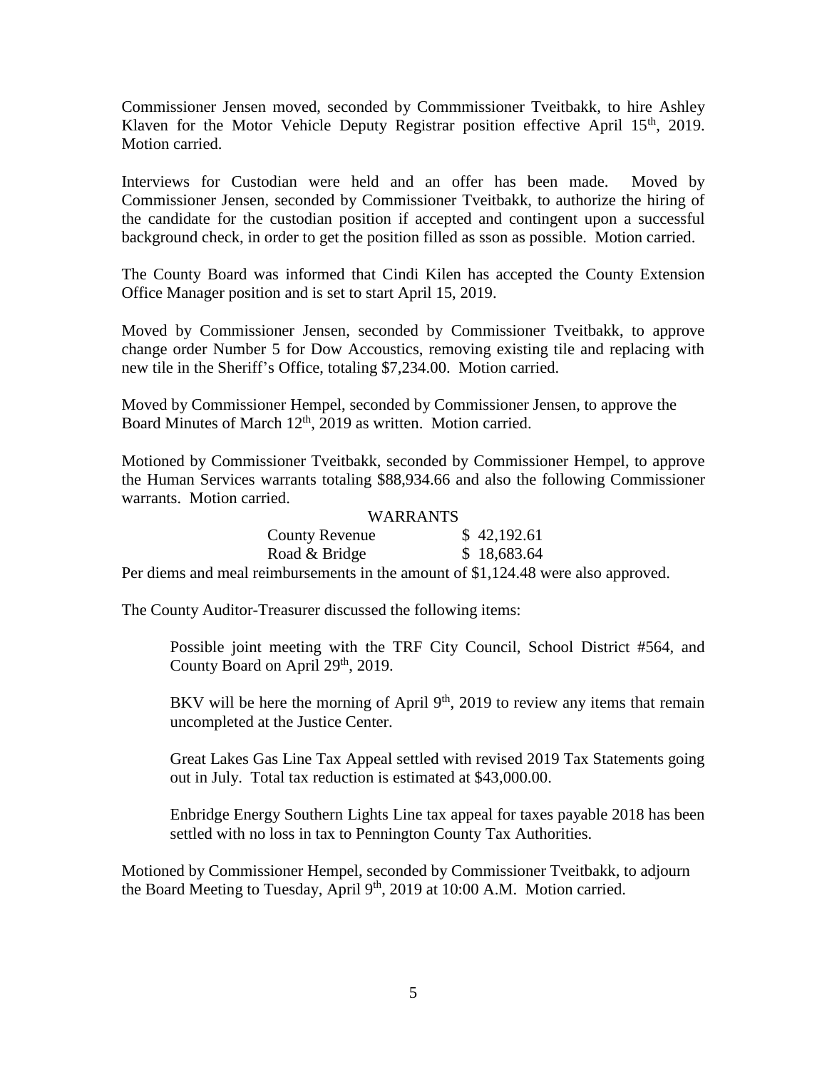Commissioner Jensen moved, seconded by Commmissioner Tveitbakk, to hire Ashley Klaven for the Motor Vehicle Deputy Registrar position effective April 15th, 2019. Motion carried.

Interviews for Custodian were held and an offer has been made. Moved by Commissioner Jensen, seconded by Commissioner Tveitbakk, to authorize the hiring of the candidate for the custodian position if accepted and contingent upon a successful background check, in order to get the position filled as sson as possible. Motion carried.

The County Board was informed that Cindi Kilen has accepted the County Extension Office Manager position and is set to start April 15, 2019.

Moved by Commissioner Jensen, seconded by Commissioner Tveitbakk, to approve change order Number 5 for Dow Accoustics, removing existing tile and replacing with new tile in the Sheriff's Office, totaling $7,234.00. Motion carried.

Moved by Commissioner Hempel, seconded by Commissioner Jensen, to approve the Board Minutes of March 12th, 2019 as written. Motion carried.

Motioned by Commissioner Tveitbakk, seconded by Commissioner Hempel, to approve the Human Services warrants totaling $88,934.66 and also the following Commissioner warrants. Motion carried.

| WARRANTS | |
|---|---|
| County Revenue | $ 42,192.61 |
| Road & Bridge | $ 18,683.64 |

Per diems and meal reimbursements in the amount of $1,124.48 were also approved.

The County Auditor-Treasurer discussed the following items:

Possible joint meeting with the TRF City Council, School District #564, and County Board on April 29th, 2019.

BKV will be here the morning of April 9th, 2019 to review any items that remain uncompleted at the Justice Center.

Great Lakes Gas Line Tax Appeal settled with revised 2019 Tax Statements going out in July. Total tax reduction is estimated at $43,000.00.

Enbridge Energy Southern Lights Line tax appeal for taxes payable 2018 has been settled with no loss in tax to Pennington County Tax Authorities.

Motioned by Commissioner Hempel, seconded by Commissioner Tveitbakk, to adjourn the Board Meeting to Tuesday, April 9th, 2019 at 10:00 A.M. Motion carried.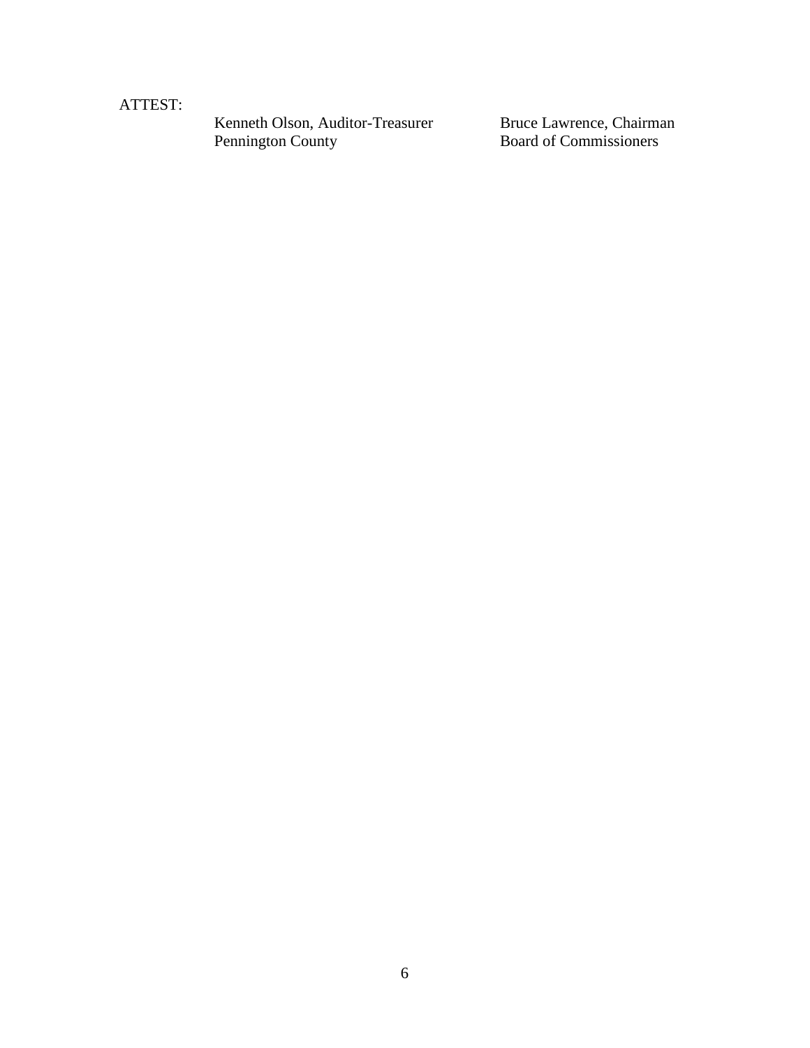ATTEST:

| | |
|---|---|
| Kenneth Olson, Auditor-Treasurer | Bruce Lawrence, Chairman |
| Pennington County | Board of Commissioners |